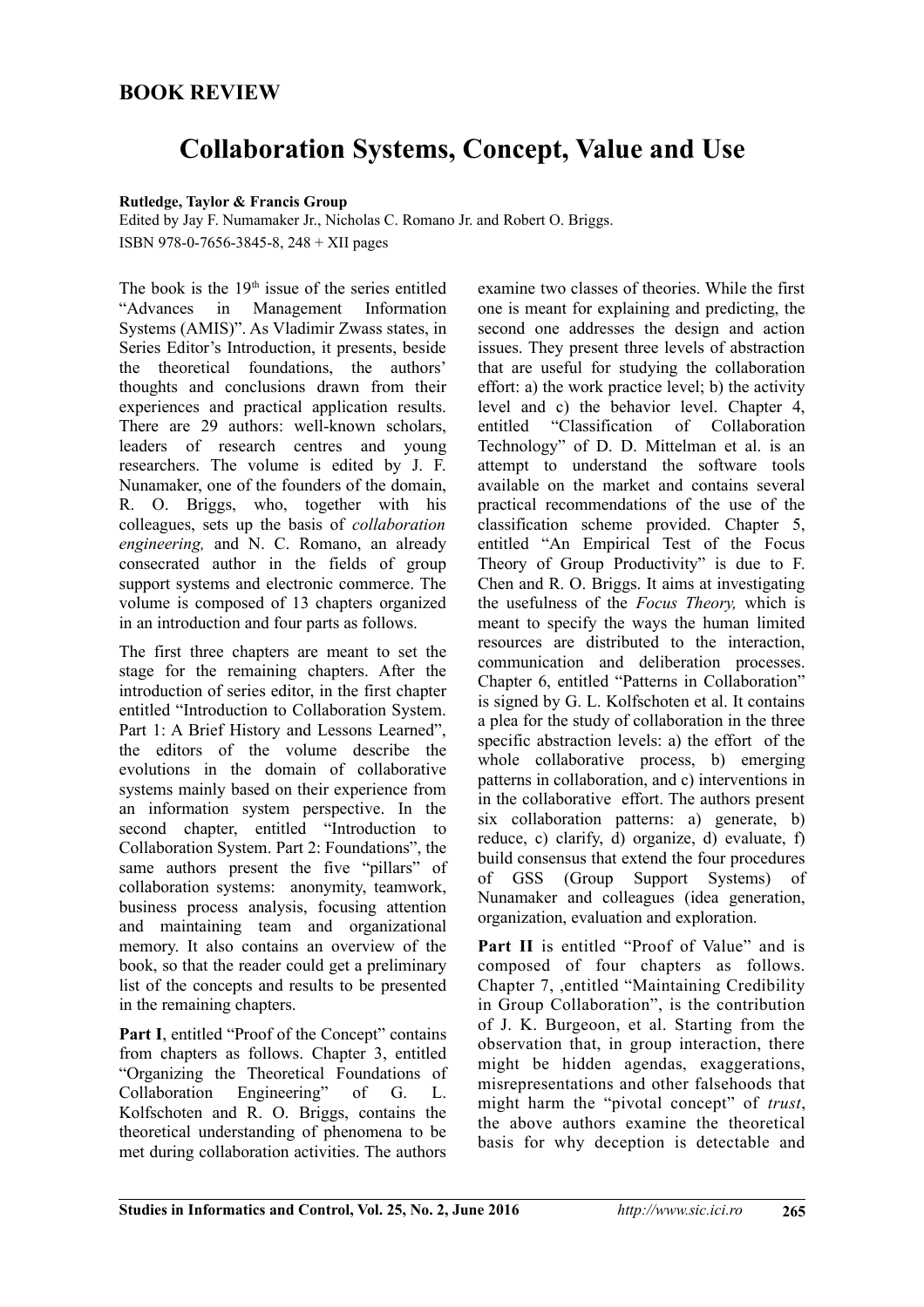## BOOK REVIEW

# Collaboration Systems, Concept, Value and Use

**Rutledge, Taylor & Francis Group**
Edited by Jay F. Numamaker Jr., Nicholas C. Romano Jr. and Robert O. Briggs.
ISBN 978-0-7656-3845-8, 248 + XII pages

The book is the 19th issue of the series entitled "Advances in Management Information Systems (AMIS)". As Vladimir Zwass states, in Series Editor's Introduction, it presents, beside the theoretical foundations, the authors' thoughts and conclusions drawn from their experiences and practical application results. There are 29 authors: well-known scholars, leaders of research centres and young researchers. The volume is edited by J. F. Nunamaker, one of the founders of the domain, R. O. Briggs, who, together with his colleagues, sets up the basis of *collaboration engineering,* and N. C. Romano, an already consecrated author in the fields of group support systems and electronic commerce. The volume is composed of 13 chapters organized in an introduction and four parts as follows.

The first three chapters are meant to set the stage for the remaining chapters. After the introduction of series editor, in the first chapter entitled "Introduction to Collaboration System. Part 1: A Brief History and Lessons Learned", the editors of the volume describe the evolutions in the domain of collaborative systems mainly based on their experience from an information system perspective. In the second chapter, entitled "Introduction to Collaboration System. Part 2: Foundations", the same authors present the five "pillars" of collaboration systems: anonymity, teamwork, business process analysis, focusing attention and maintaining team and organizational memory. It also contains an overview of the book, so that the reader could get a preliminary list of the concepts and results to be presented in the remaining chapters.

**Part I**, entitled "Proof of the Concept" contains from chapters as follows. Chapter 3, entitled "Organizing the Theoretical Foundations of Collaboration Engineering" of G. L. Kolfschoten and R. O. Briggs, contains the theoretical understanding of phenomena to be met during collaboration activities. The authors examine two classes of theories. While the first one is meant for explaining and predicting, the second one addresses the design and action issues. They present three levels of abstraction that are useful for studying the collaboration effort: a) the work practice level; b) the activity level and c) the behavior level. Chapter 4, entitled "Classification of Collaboration Technology" of D. D. Mittelman et al. is an attempt to understand the software tools available on the market and contains several practical recommendations of the use of the classification scheme provided. Chapter 5, entitled "An Empirical Test of the Focus Theory of Group Productivity" is due to F. Chen and R. O. Briggs. It aims at investigating the usefulness of the *Focus Theory,* which is meant to specify the ways the human limited resources are distributed to the interaction, communication and deliberation processes. Chapter 6, entitled "Patterns in Collaboration" is signed by G. L. Kolfschoten et al. It contains a plea for the study of collaboration in the three specific abstraction levels: a) the effort of the whole collaborative process, b) emerging patterns in collaboration, and c) interventions in in the collaborative effort. The authors present six collaboration patterns: a) generate, b) reduce, c) clarify, d) organize, d) evaluate, f) build consensus that extend the four procedures of GSS (Group Support Systems) of Nunamaker and colleagues (idea generation, organization, evaluation and exploration.

**Part II** is entitled "Proof of Value" and is composed of four chapters as follows. Chapter 7, ‚entitled "Maintaining Credibility in Group Collaboration", is the contribution of J. K. Burgeoon, et al. Starting from the observation that, in group interaction, there might be hidden agendas, exaggerations, misrepresentations and other falsehoods that might harm the "pivotal concept" of *trust*, the above authors examine the theoretical basis for why deception is detectable and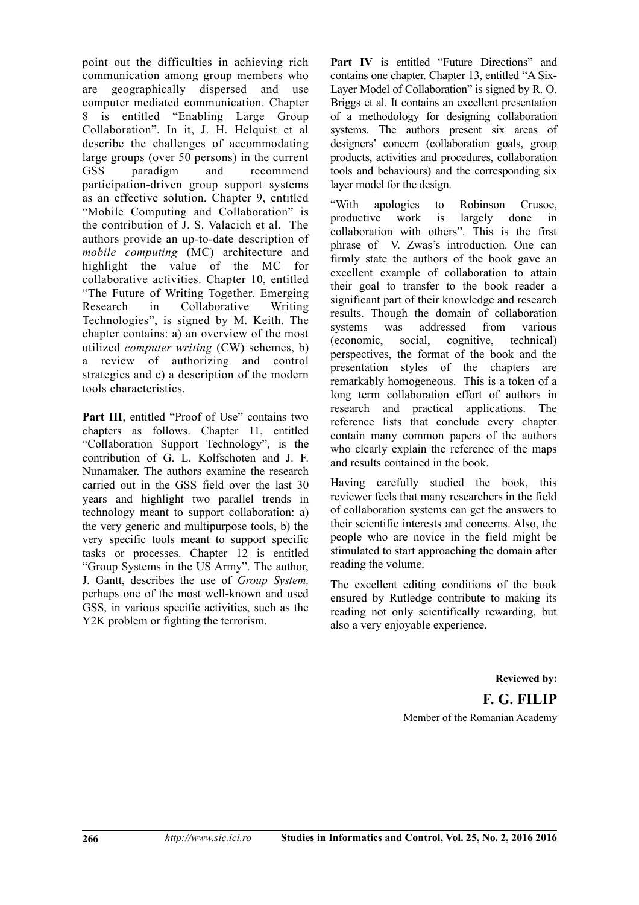point out the difficulties in achieving rich communication among group members who are geographically dispersed and use computer mediated communication. Chapter 8 is entitled "Enabling Large Group Collaboration". In it, J. H. Helquist et al describe the challenges of accommodating large groups (over 50 persons) in the current GSS paradigm and recommend participation-driven group support systems as an effective solution. Chapter 9, entitled "Mobile Computing and Collaboration" is the contribution of J. S. Valacich et al. The authors provide an up-to-date description of *mobile computing* (MC) architecture and highlight the value of the MC for collaborative activities. Chapter 10, entitled "The Future of Writing Together. Emerging Research in Collaborative Writing Technologies", is signed by M. Keith. The chapter contains: a) an overview of the most utilized *computer writing* (CW) schemes, b) a review of authorizing and control strategies and c) a description of the modern tools characteristics.

**Part III**, entitled "Proof of Use" contains two chapters as follows. Chapter 11, entitled "Collaboration Support Technology", is the contribution of G. L. Kolfschoten and J. F. Nunamaker. The authors examine the research carried out in the GSS field over the last 30 years and highlight two parallel trends in technology meant to support collaboration: a) the very generic and multipurpose tools, b) the very specific tools meant to support specific tasks or processes. Chapter 12 is entitled "Group Systems in the US Army". The author, J. Gantt, describes the use of *Group System,* perhaps one of the most well-known and used GSS, in various specific activities, such as the Y2K problem or fighting the terrorism.

**Part IV** is entitled "Future Directions" and contains one chapter. Chapter 13, entitled "A Six-Layer Model of Collaboration" is signed by R. O. Briggs et al. It contains an excellent presentation of a methodology for designing collaboration systems. The authors present six areas of designers' concern (collaboration goals, group products, activities and procedures, collaboration tools and behaviours) and the corresponding six layer model for the design.

"With apologies to Robinson Crusoe, productive work is largely done in collaboration with others". This is the first phrase of V. Zwas's introduction. One can firmly state the authors of the book gave an excellent example of collaboration to attain their goal to transfer to the book reader a significant part of their knowledge and research results. Though the domain of collaboration systems was addressed from various (economic, social, cognitive, technical) perspectives, the format of the book and the presentation styles of the chapters are remarkably homogeneous. This is a token of a long term collaboration effort of authors in research and practical applications. The reference lists that conclude every chapter contain many common papers of the authors who clearly explain the reference of the maps and results contained in the book.

Having carefully studied the book, this reviewer feels that many researchers in the field of collaboration systems can get the answers to their scientific interests and concerns. Also, the people who are novice in the field might be stimulated to start approaching the domain after reading the volume.

The excellent editing conditions of the book ensured by Rutledge contribute to making its reading not only scientifically rewarding, but also a very enjoyable experience.

**Reviewed by:**

**F. G. FILIP**

Member of the Romanian Academy